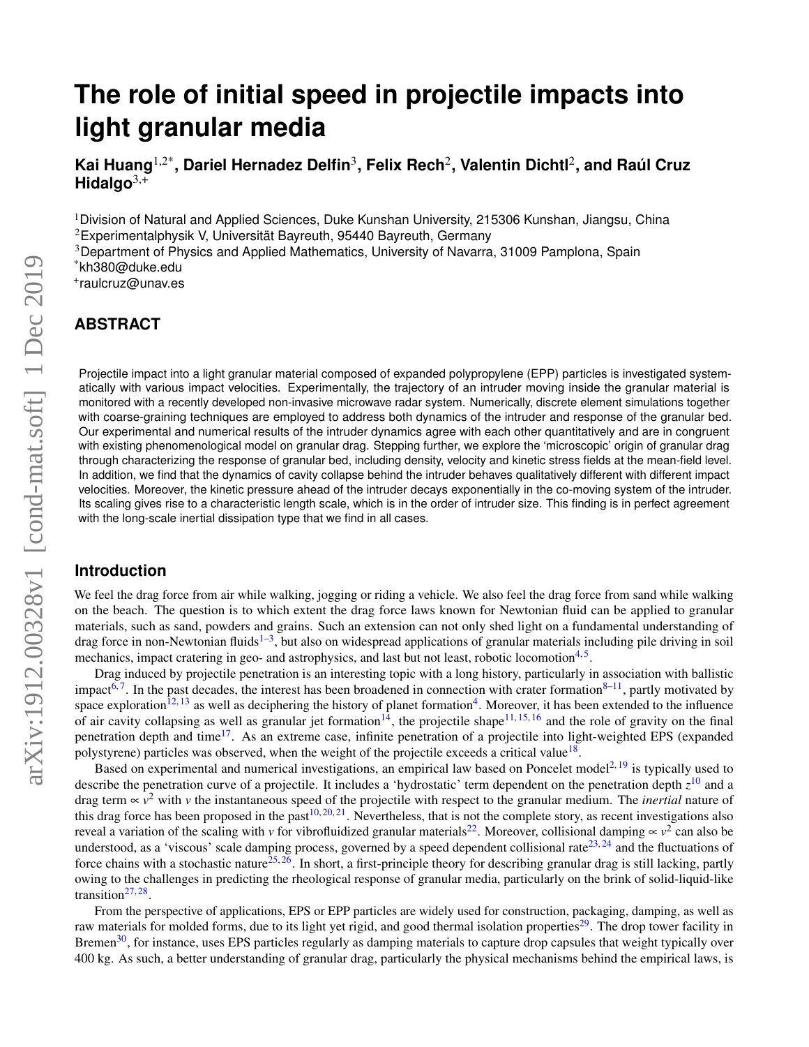# The role of initial speed in projectile impacts into light granular media

**Kai Huang[1,2*], Dariel Hernadez Delfin[3], Felix Rech[2], Valentin Dichtl[2], and Raúl Cruz Hidalgo[3,+]**

[1]Division of Natural and Applied Sciences, Duke Kunshan University, 215306 Kunshan, Jiangsu, China
[2]Experimentalphysik V, Universität Bayreuth, 95440 Bayreuth, Germany
[3]Department of Physics and Applied Mathematics, University of Navarra, 31009 Pamplona, Spain
[*]kh380@duke.edu
[+]raulcruz@unav.es

## ABSTRACT

Projectile impact into a light granular material composed of expanded polypropylene (EPP) particles is investigated systematically with various impact velocities. Experimentally, the trajectory of an intruder moving inside the granular material is monitored with a recently developed non-invasive microwave radar system. Numerically, discrete element simulations together with coarse-graining techniques are employed to address both dynamics of the intruder and response of the granular bed. Our experimental and numerical results of the intruder dynamics agree with each other quantitatively and are in congruent with existing phenomenological model on granular drag. Stepping further, we explore the 'microscopic' origin of granular drag through characterizing the response of granular bed, including density, velocity and kinetic stress fields at the mean-field level. In addition, we find that the dynamics of cavity collapse behind the intruder behaves qualitatively different with different impact velocities. Moreover, the kinetic pressure ahead of the intruder decays exponentially in the co-moving system of the intruder. Its scaling gives rise to a characteristic length scale, which is in the order of intruder size. This finding is in perfect agreement with the long-scale inertial dissipation type that we find in all cases.

## Introduction

We feel the drag force from air while walking, jogging or riding a vehicle. We also feel the drag force from sand while walking on the beach. The question is to which extent the drag force laws known for Newtonian fluid can be applied to granular materials, such as sand, powders and grains. Such an extension can not only shed light on a fundamental understanding of drag force in non-Newtonian fluids[1–3], but also on widespread applications of granular materials including pile driving in soil mechanics, impact cratering in geo- and astrophysics, and last but not least, robotic locomotion[4,5].

Drag induced by projectile penetration is an interesting topic with a long history, particularly in association with ballistic impact[6,7]. In the past decades, the interest has been broadened in connection with crater formation[8–11], partly motivated by space exploration[12,13] as well as deciphering the history of planet formation[4]. Moreover, it has been extended to the influence of air cavity collapsing as well as granular jet formation[14], the projectile shape[11,15,16] and the role of gravity on the final penetration depth and time[17]. As an extreme case, infinite penetration of a projectile into light-weighted EPS (expanded polystyrene) particles was observed, when the weight of the projectile exceeds a critical value[18].

Based on experimental and numerical investigations, an empirical law based on Poncelet model[2,19] is typically used to describe the penetration curve of a projectile. It includes a 'hydrostatic' term dependent on the penetration depth $z$[10] and a drag term $\propto v^2$ with $v$ the instantaneous speed of the projectile with respect to the granular medium. The *inertial* nature of this drag force has been proposed in the past[10,20,21]. Nevertheless, that is not the complete story, as recent investigations also reveal a variation of the scaling with $v$ for vibrofluidized granular materials[22]. Moreover, collisional damping $\propto v^2$ can also be understood, as a 'viscous' scale damping process, governed by a speed dependent collisional rate[23,24] and the fluctuations of force chains with a stochastic nature[25,26]. In short, a first-principle theory for describing granular drag is still lacking, partly owing to the challenges in predicting the rheological response of granular media, particularly on the brink of solid-liquid-like transition[27,28].

From the perspective of applications, EPS or EPP particles are widely used for construction, packaging, damping, as well as raw materials for molded forms, due to its light yet rigid, and good thermal isolation properties[29]. The drop tower facility in Bremen[30], for instance, uses EPS particles regularly as damping materials to capture drop capsules that weight typically over 400 kg. As such, a better understanding of granular drag, particularly the physical mechanisms behind the empirical laws, is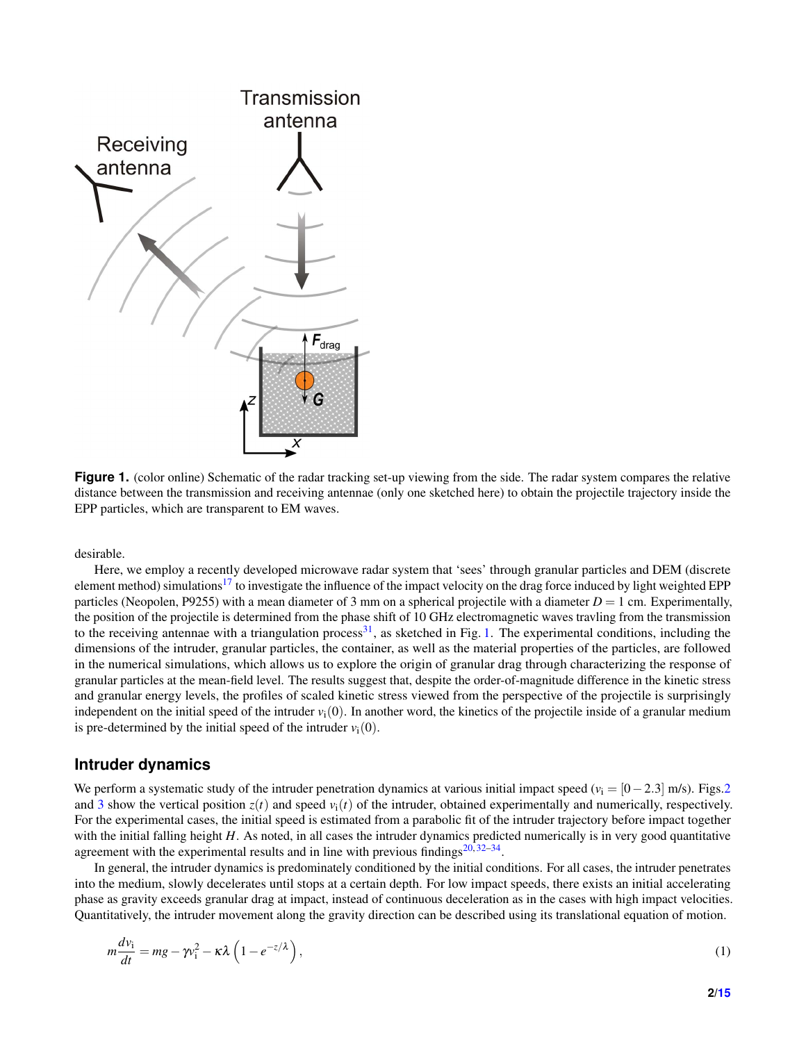**Figure 1.** (color online) Schematic of the radar tracking set-up viewing from the side. The radar system compares the relative distance between the transmission and receiving antennae (only one sketched here) to obtain the projectile trajectory inside the EPP particles, which are transparent to EM waves.

desirable.

Here, we employ a recently developed microwave radar system that 'sees' through granular particles and DEM (discrete element method) simulations[17] to investigate the influence of the impact velocity on the drag force induced by light weighted EPP particles (Neopolen, P9255) with a mean diameter of 3 mm on a spherical projectile with a diameter $D = 1$ cm. Experimentally, the position of the projectile is determined from the phase shift of 10 GHz electromagnetic waves travling from the transmission to the receiving antennae with a triangulation process[31], as sketched in Fig. 1. The experimental conditions, including the dimensions of the intruder, granular particles, the container, as well as the material properties of the particles, are followed in the numerical simulations, which allows us to explore the origin of granular drag through characterizing the response of granular particles at the mean-field level. The results suggest that, despite the order-of-magnitude difference in the kinetic stress and granular energy levels, the profiles of scaled kinetic stress viewed from the perspective of the projectile is surprisingly independent on the initial speed of the intruder $v_\mathrm{i}(0)$. In another word, the kinetics of the projectile inside of a granular medium is pre-determined by the initial speed of the intruder $v_\mathrm{i}(0)$.

## Intruder dynamics

We perform a systematic study of the intruder penetration dynamics at various initial impact speed ($v_\mathrm{i} = [0-2.3]$ m/s). Figs.2 and 3 show the vertical position $z(t)$ and speed $v_\mathrm{i}(t)$ of the intruder, obtained experimentally and numerically, respectively. For the experimental cases, the initial speed is estimated from a parabolic fit of the intruder trajectory before impact together with the initial falling height $H$. As noted, in all cases the intruder dynamics predicted numerically is in very good quantitative agreement with the experimental results and in line with previous findings[20,32–34].

In general, the intruder dynamics is predominately conditioned by the initial conditions. For all cases, the intruder penetrates into the medium, slowly decelerates until stops at a certain depth. For low impact speeds, there exists an initial accelerating phase as gravity exceeds granular drag at impact, instead of continuous deceleration as in the cases with high impact velocities. Quantitatively, the intruder movement along the gravity direction can be described using its translational equation of motion.

$$m\frac{dv_\mathrm{i}}{dt} = mg - \gamma v_\mathrm{i}^2 - \kappa\lambda\left(1 - e^{-z/\lambda}\right), \tag{1}$$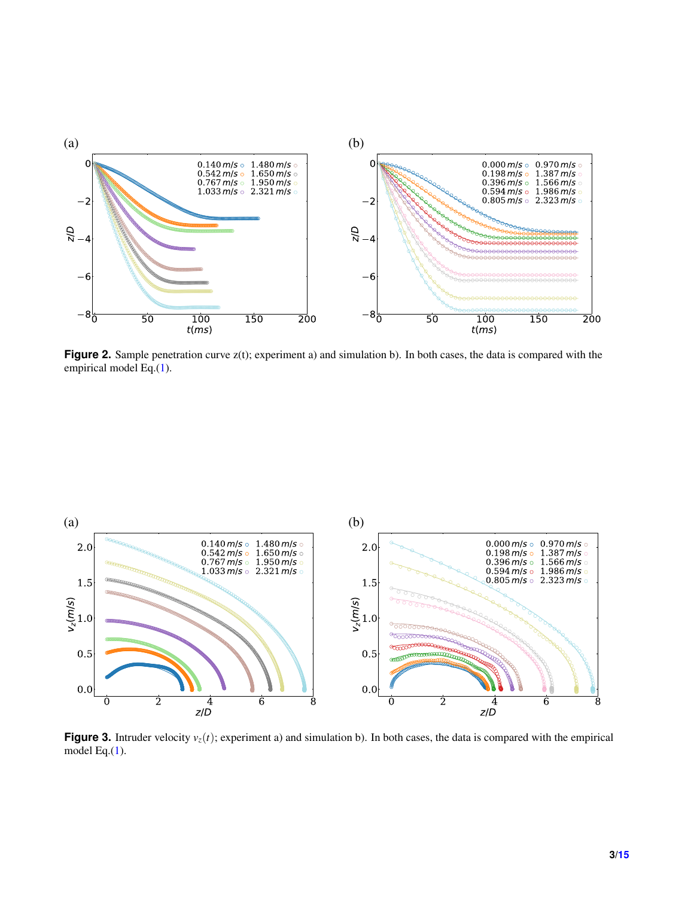**Figure 2.** Sample penetration curve z(t); experiment a) and simulation b). In both cases, the data is compared with the empirical model Eq.(1).

**Figure 3.** Intruder velocity $v_z(t)$; experiment a) and simulation b). In both cases, the data is compared with the empirical model Eq.(1).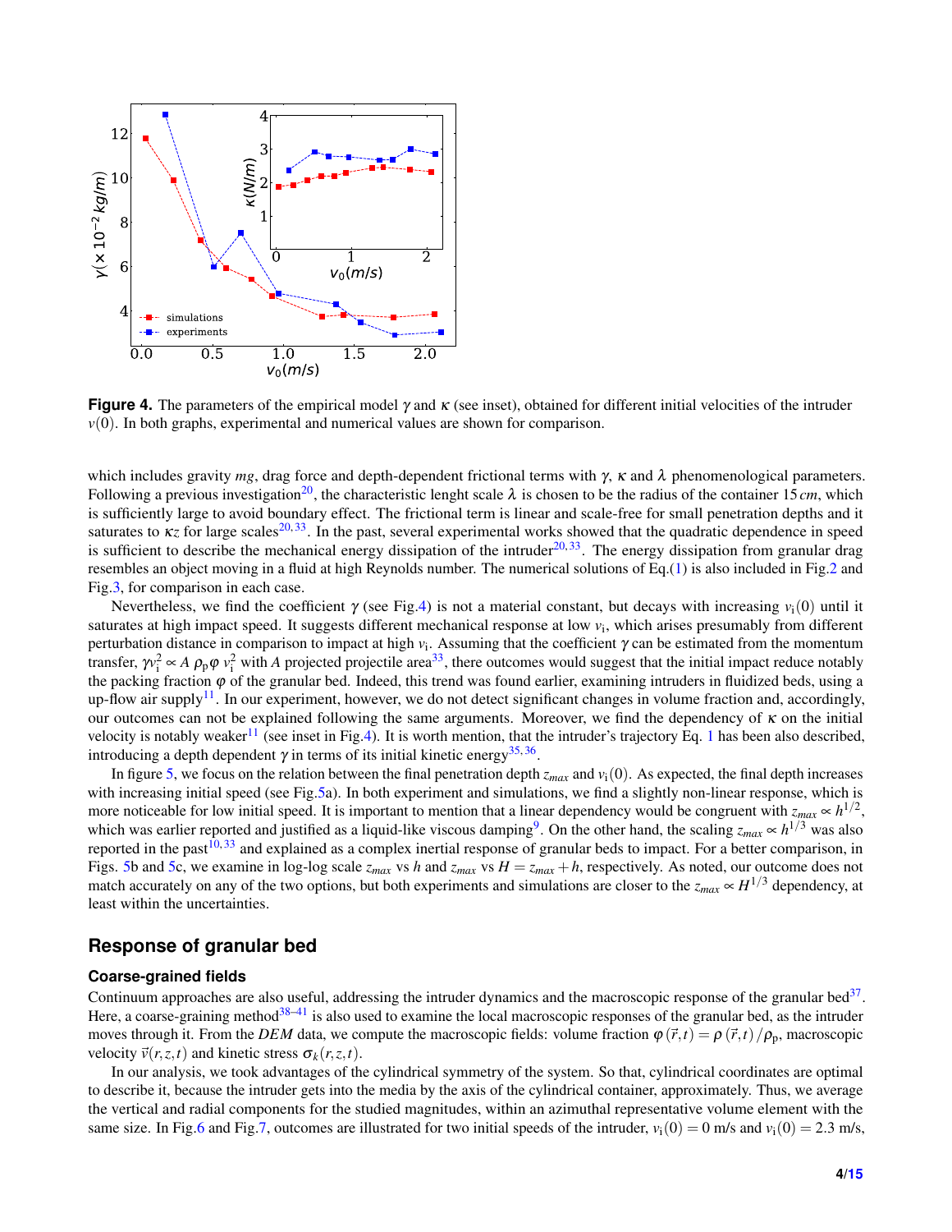**Figure 4.** The parameters of the empirical model $\gamma$ and $\kappa$ (see inset), obtained for different initial velocities of the intruder $v(0)$. In both graphs, experimental and numerical values are shown for comparison.

which includes gravity $mg$, drag force and depth-dependent frictional terms with $\gamma$, $\kappa$ and $\lambda$ phenomenological parameters. Following a previous investigation[20], the characteristic lenght scale $\lambda$ is chosen to be the radius of the container 15 $cm$, which is sufficiently large to avoid boundary effect. The frictional term is linear and scale-free for small penetration depths and it saturates to $\kappa z$ for large scales[20,33]. In the past, several experimental works showed that the quadratic dependence in speed is sufficient to describe the mechanical energy dissipation of the intruder[20,33]. The energy dissipation from granular drag resembles an object moving in a fluid at high Reynolds number. The numerical solutions of Eq.(1) is also included in Fig.2 and Fig.3, for comparison in each case.

Nevertheless, we find the coefficient $\gamma$ (see Fig.4) is not a material constant, but decays with increasing $v_i(0)$ until it saturates at high impact speed. It suggests different mechanical response at low $v_i$, which arises presumably from different perturbation distance in comparison to impact at high $v_i$. Assuming that the coefficient $\gamma$ can be estimated from the momentum transfer, $\gamma v_i^2 \propto A\, \rho_p \varphi\, v_i^2$ with $A$ projected projectile area[33], there outcomes would suggest that the initial impact reduce notably the packing fraction $\varphi$ of the granular bed. Indeed, this trend was found earlier, examining intruders in fluidized beds, using a up-flow air supply[11]. In our experiment, however, we do not detect significant changes in volume fraction and, accordingly, our outcomes can not be explained following the same arguments. Moreover, we find the dependency of $\kappa$ on the initial velocity is notably weaker[11] (see inset in Fig.4). It is worth mention, that the intruder's trajectory Eq. 1 has been also described, introducing a depth dependent $\gamma$ in terms of its initial kinetic energy[35,36].

In figure 5, we focus on the relation between the final penetration depth $z_{max}$ and $v_i(0)$. As expected, the final depth increases with increasing initial speed (see Fig.5a). In both experiment and simulations, we find a slightly non-linear response, which is more noticeable for low initial speed. It is important to mention that a linear dependency would be congruent with $z_{max} \propto h^{1/2}$, which was earlier reported and justified as a liquid-like viscous damping[9]. On the other hand, the scaling $z_{max} \propto h^{1/3}$ was also reported in the past[10,33] and explained as a complex inertial response of granular beds to impact. For a better comparison, in Figs. 5b and 5c, we examine in log-log scale $z_{max}$ vs $h$ and $z_{max}$ vs $H = z_{max} + h$, respectively. As noted, our outcome does not match accurately on any of the two options, but both experiments and simulations are closer to the $z_{max} \propto H^{1/3}$ dependency, at least within the uncertainties.

## Response of granular bed

### Coarse-grained fields

Continuum approaches are also useful, addressing the intruder dynamics and the macroscopic response of the granular bed[37]. Here, a coarse-graining method[38–41] is also used to examine the local macroscopic responses of the granular bed, as the intruder moves through it. From the *DEM* data, we compute the macroscopic fields: volume fraction $\varphi(\vec{r},t) = \rho(\vec{r},t)/\rho_p$, macroscopic velocity $\vec{v}(r,z,t)$ and kinetic stress $\sigma_k(r,z,t)$.

In our analysis, we took advantages of the cylindrical symmetry of the system. So that, cylindrical coordinates are optimal to describe it, because the intruder gets into the media by the axis of the cylindrical container, approximately. Thus, we average the vertical and radial components for the studied magnitudes, within an azimuthal representative volume element with the same size. In Fig.6 and Fig.7, outcomes are illustrated for two initial speeds of the intruder, $v_i(0) = 0$ m/s and $v_i(0) = 2.3$ m/s,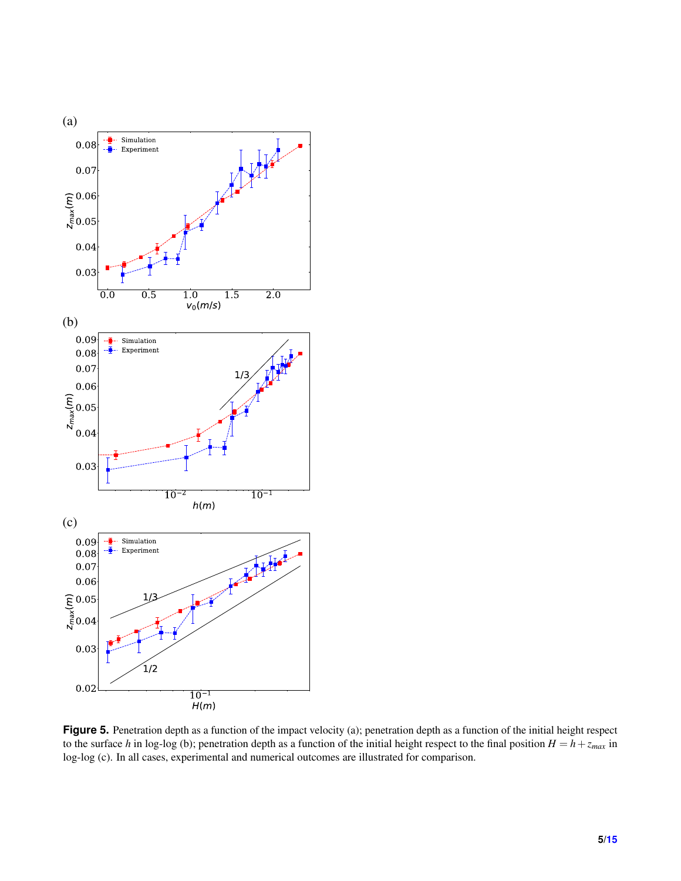**Figure 5.** Penetration depth as a function of the impact velocity (a); penetration depth as a function of the initial height respect to the surface $h$ in log-log (b); penetration depth as a function of the initial height respect to the final position $H = h + z_{max}$ in log-log (c). In all cases, experimental and numerical outcomes are illustrated for comparison.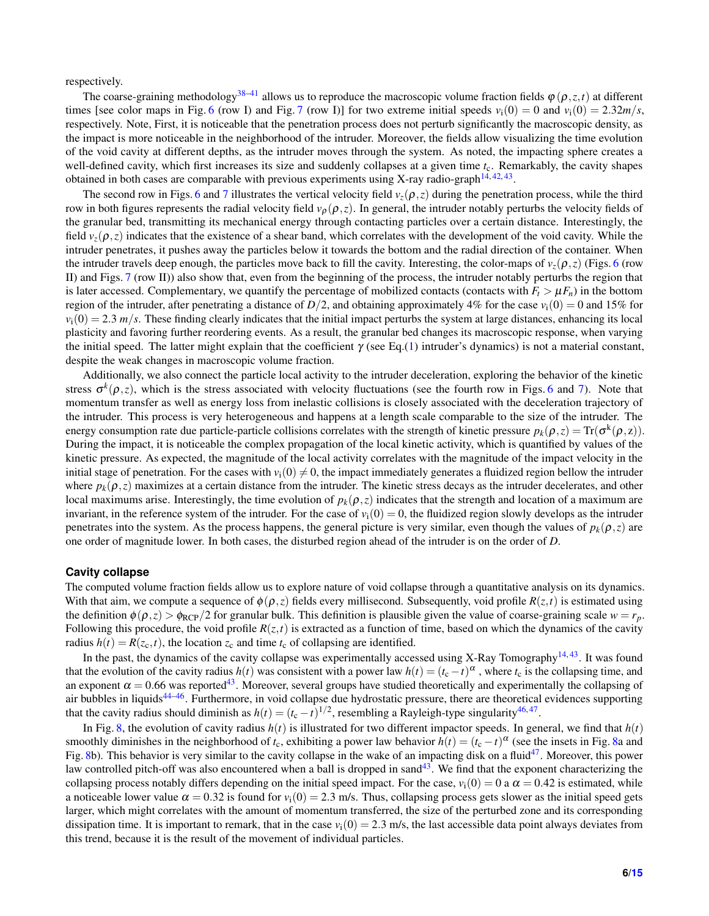respectively.

The coarse-graining methodology[38–41] allows us to reproduce the macroscopic volume fraction fields $\varphi(\rho, z, t)$ at different times [see color maps in Fig. 6 (row I) and Fig. 7 (row I)] for two extreme initial speeds $v_\mathrm{i}(0) = 0$ and $v_\mathrm{i}(0) = 2.32 m/s$, respectively. Note, First, it is noticeable that the penetration process does not perturb significantly the macroscopic density, as the impact is more noticeable in the neighborhood of the intruder. Moreover, the fields allow visualizing the time evolution of the void cavity at different depths, as the intruder moves through the system. As noted, the impacting sphere creates a well-defined cavity, which first increases its size and suddenly collapses at a given time $t_\mathrm{c}$. Remarkably, the cavity shapes obtained in both cases are comparable with previous experiments using X-ray radio-graph[14,42,43].

The second row in Figs. 6 and 7 illustrates the vertical velocity field $v_z(\rho, z)$ during the penetration process, while the third row in both figures represents the radial velocity field $v_\rho(\rho, z)$. In general, the intruder notably perturbs the velocity fields of the granular bed, transmitting its mechanical energy through contacting particles over a certain distance. Interestingly, the field $v_z(\rho, z)$ indicates that the existence of a shear band, which correlates with the development of the void cavity. While the intruder penetrates, it pushes away the particles below it towards the bottom and the radial direction of the container. When the intruder travels deep enough, the particles move back to fill the cavity. Interesting, the color-maps of $v_z(\rho, z)$ (Figs. 6 (row II) and Figs. 7 (row II)) also show that, even from the beginning of the process, the intruder notably perturbs the region that is later accessed. Complementary, we quantify the percentage of mobilized contacts (contacts with $F_t > \mu F_n$) in the bottom region of the intruder, after penetrating a distance of $D/2$, and obtaining approximately 4% for the case $v_\mathrm{i}(0) = 0$ and 15% for $v_\mathrm{i}(0) = 2.3\ m/s$. These finding clearly indicates that the initial impact perturbs the system at large distances, enhancing its local plasticity and favoring further reordering events. As a result, the granular bed changes its macroscopic response, when varying the initial speed. The latter might explain that the coefficient $\gamma$ (see Eq.(1) intruder's dynamics) is not a material constant, despite the weak changes in macroscopic volume fraction.

Additionally, we also connect the particle local activity to the intruder deceleration, exploring the behavior of the kinetic stress $\sigma^k(\rho, z)$, which is the stress associated with velocity fluctuations (see the fourth row in Figs. 6 and 7). Note that momentum transfer as well as energy loss from inelastic collisions is closely associated with the deceleration trajectory of the intruder. This process is very heterogeneous and happens at a length scale comparable to the size of the intruder. The energy consumption rate due particle-particle collisions correlates with the strength of kinetic pressure $p_k(\rho, z) = \mathrm{Tr}(\sigma^\mathrm{k}(\rho, z))$. During the impact, it is noticeable the complex propagation of the local kinetic activity, which is quantified by values of the kinetic pressure. As expected, the magnitude of the local activity correlates with the magnitude of the impact velocity in the initial stage of penetration. For the cases with $v_\mathrm{i}(0) \neq 0$, the impact immediately generates a fluidized region bellow the intruder where $p_k(\rho, z)$ maximizes at a certain distance from the intruder. The kinetic stress decays as the intruder decelerates, and other local maximums arise. Interestingly, the time evolution of $p_k(\rho, z)$ indicates that the strength and location of a maximum are invariant, in the reference system of the intruder. For the case of $v_\mathrm{i}(0) = 0$, the fluidized region slowly develops as the intruder penetrates into the system. As the process happens, the general picture is very similar, even though the values of $p_k(\rho, z)$ are one order of magnitude lower. In both cases, the disturbed region ahead of the intruder is on the order of $D$.

## Cavity collapse

The computed volume fraction fields allow us to explore nature of void collapse through a quantitative analysis on its dynamics. With that aim, we compute a sequence of $\phi(\rho, z)$ fields every millisecond. Subsequently, void profile $R(z, t)$ is estimated using the definition $\phi(\rho, z) > \phi_\mathrm{RCP}/2$ for granular bulk. This definition is plausible given the value of coarse-graining scale $w = r_p$. Following this procedure, the void profile $R(z, t)$ is extracted as a function of time, based on which the dynamics of the cavity radius $h(t) = R(z_\mathrm{c}, t)$, the location $z_\mathrm{c}$ and time $t_\mathrm{c}$ of collapsing are identified.

In the past, the dynamics of the cavity collapse was experimentally accessed using X-Ray Tomography[14,43]. It was found that the evolution of the cavity radius $h(t)$ was consistent with a power law $h(t) = (t_\mathrm{c} - t)^\alpha$ , where $t_\mathrm{c}$ is the collapsing time, and an exponent $\alpha = 0.66$ was reported[43]. Moreover, several groups have studied theoretically and experimentally the collapsing of air bubbles in liquids[44–46]. Furthermore, in void collapse due hydrostatic pressure, there are theoretical evidences supporting that the cavity radius should diminish as $h(t) = (t_\mathrm{c} - t)^{1/2}$, resembling a Rayleigh-type singularity[46,47].

In Fig. 8, the evolution of cavity radius $h(t)$ is illustrated for two different impactor speeds. In general, we find that $h(t)$ smoothly diminishes in the neighborhood of $t_\mathrm{c}$, exhibiting a power law behavior $h(t) = (t_\mathrm{c} - t)^\alpha$ (see the insets in Fig. 8a and Fig. 8b). This behavior is very similar to the cavity collapse in the wake of an impacting disk on a fluid[47]. Moreover, this power law controlled pitch-off was also encountered when a ball is dropped in sand[43]. We find that the exponent characterizing the collapsing process notably differs depending on the initial speed impact. For the case, $v_\mathrm{i}(0) = 0$ a $\alpha = 0.42$ is estimated, while a noticeable lower value $\alpha = 0.32$ is found for $v_\mathrm{i}(0) = 2.3$ m/s. Thus, collapsing process gets slower as the initial speed gets larger, which might correlates with the amount of momentum transferred, the size of the perturbed zone and its corresponding dissipation time. It is important to remark, that in the case $v_\mathrm{i}(0) = 2.3$ m/s, the last accessible data point always deviates from this trend, because it is the result of the movement of individual particles.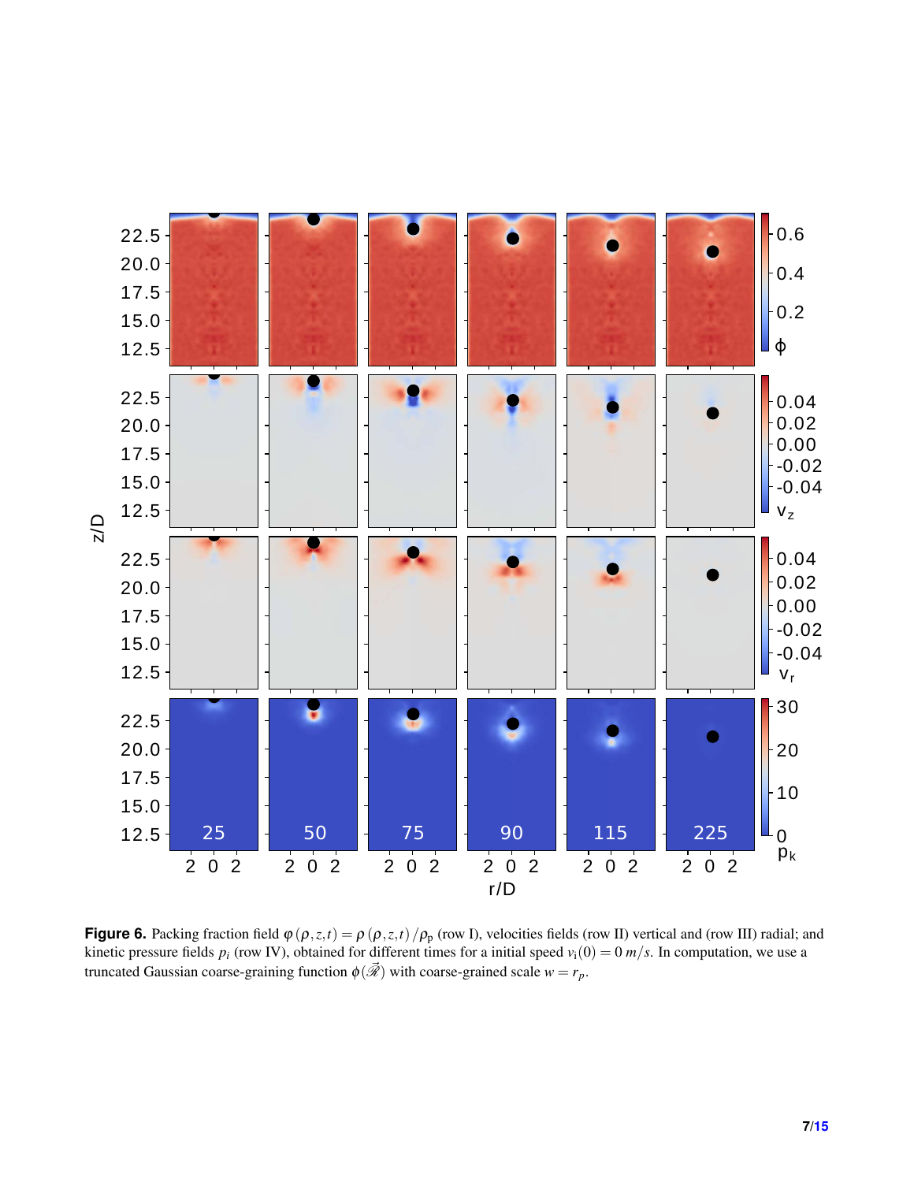**Figure 6.** Packing fraction field $\varphi(\rho, z, t) = \rho(\rho, z, t)/\rho_p$ (row I), velocities fields (row II) vertical and (row III) radial; and kinetic pressure fields $p_i$ (row IV), obtained for different times for a initial speed $v_i(0) = 0\ m/s$. In computation, we use a truncated Gaussian coarse-graining function $\phi(\vec{\mathscr{R}})$ with coarse-grained scale $w = r_p$.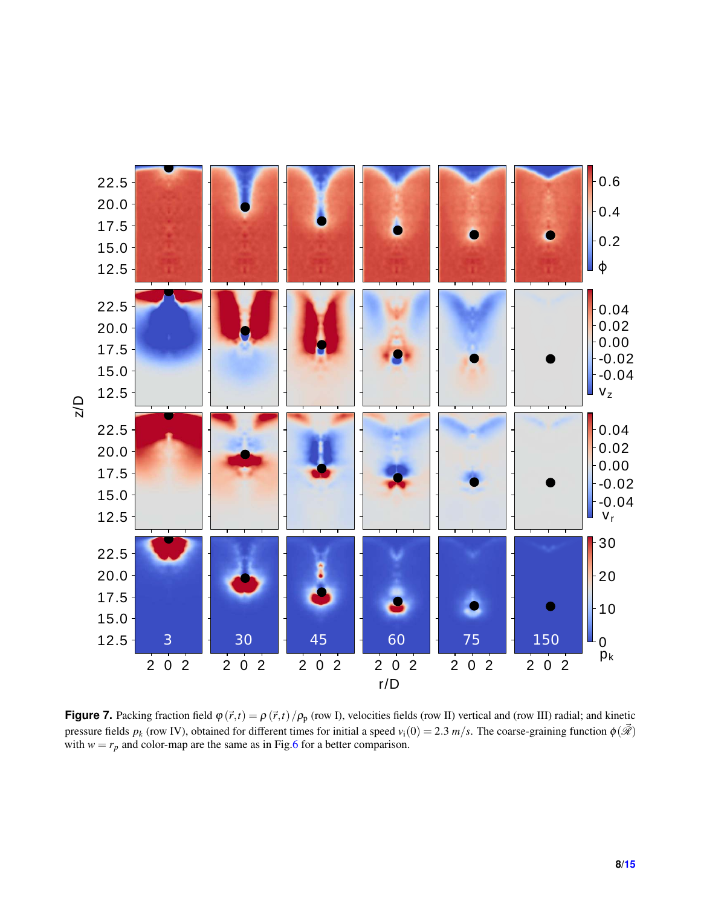**Figure 7.** Packing fraction field $\varphi(\vec{r},t) = \rho(\vec{r},t)/\rho_p$ (row I), velocities fields (row II) vertical and (row III) radial; and kinetic pressure fields $p_k$ (row IV), obtained for different times for initial a speed $v_i(0) = 2.3\ m/s$. The coarse-graining function $\phi(\vec{\mathscr{R}})$ with $w = r_p$ and color-map are the same as in Fig.6 for a better comparison.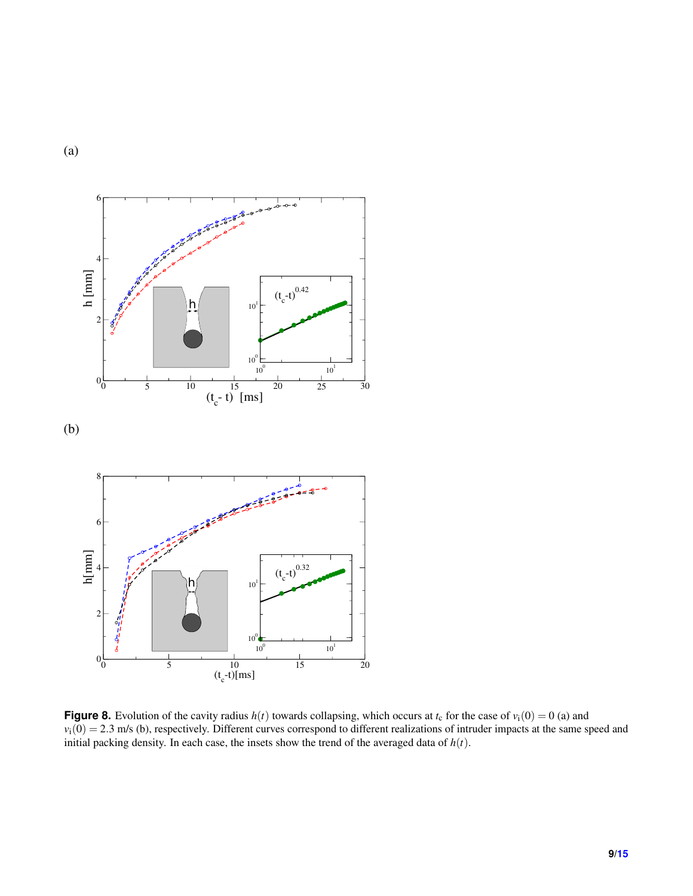(a)

(b)

**Figure 8.** Evolution of the cavity radius $h(t)$ towards collapsing, which occurs at $t_c$ for the case of $v_i(0) = 0$ (a) and $v_i(0) = 2.3$ m/s (b), respectively. Different curves correspond to different realizations of intruder impacts at the same speed and initial packing density. In each case, the insets show the trend of the averaged data of $h(t)$.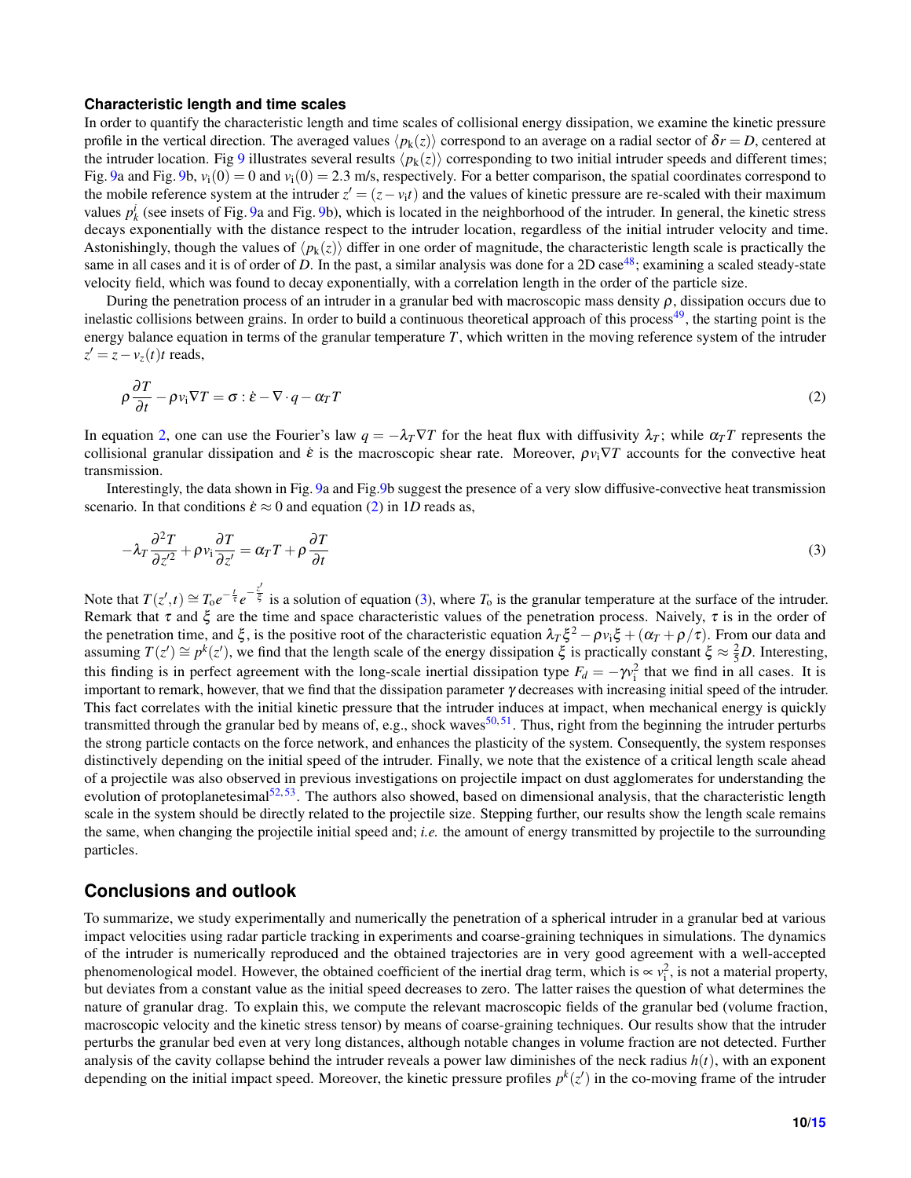### Characteristic length and time scales

In order to quantify the characteristic length and time scales of collisional energy dissipation, we examine the kinetic pressure profile in the vertical direction. The averaged values $\langle p_\mathrm{k}(z)\rangle$ correspond to an average on a radial sector of $\delta r = D$, centered at the intruder location. Fig 9 illustrates several results $\langle p_\mathrm{k}(z)\rangle$ corresponding to two initial intruder speeds and different times; Fig. 9a and Fig. 9b, $v_\mathrm{i}(0) = 0$ and $v_\mathrm{i}(0) = 2.3$ m/s, respectively. For a better comparison, the spatial coordinates correspond to the mobile reference system at the intruder $z' = (z - v_\mathrm{i}t)$ and the values of kinetic pressure are re-scaled with their maximum values $p_k^i$ (see insets of Fig. 9a and Fig. 9b), which is located in the neighborhood of the intruder. In general, the kinetic stress decays exponentially with the distance respect to the intruder location, regardless of the initial intruder velocity and time. Astonishingly, though the values of $\langle p_\mathrm{k}(z)\rangle$ differ in one order of magnitude, the characteristic length scale is practically the same in all cases and it is of order of $D$. In the past, a similar analysis was done for a 2D case[48]; examining a scaled steady-state velocity field, which was found to decay exponentially, with a correlation length in the order of the particle size.

During the penetration process of an intruder in a granular bed with macroscopic mass density $\rho$, dissipation occurs due to inelastic collisions between grains. In order to build a continuous theoretical approach of this process[49], the starting point is the energy balance equation in terms of the granular temperature $T$, which written in the moving reference system of the intruder $z' = z - v_z(t)t$ reads,

$$\rho \frac{\partial T}{\partial t} - \rho v_\mathrm{i} \nabla T = \sigma : \dot{\varepsilon} - \nabla \cdot q - \alpha_T T \tag{2}$$

In equation 2, one can use the Fourier's law $q = -\lambda_T \nabla T$ for the heat flux with diffusivity $\lambda_T$; while $\alpha_T T$ represents the collisional granular dissipation and $\dot{\varepsilon}$ is the macroscopic shear rate. Moreover, $\rho v_\mathrm{i} \nabla T$ accounts for the convective heat transmission.

Interestingly, the data shown in Fig. 9a and Fig.9b suggest the presence of a very slow diffusive-convective heat transmission scenario. In that conditions $\dot{\varepsilon} \approx 0$ and equation (2) in $1D$ reads as,

$$-\lambda_T \frac{\partial^2 T}{\partial z'^2} + \rho v_\mathrm{i} \frac{\partial T}{\partial z'} = \alpha_T T + \rho \frac{\partial T}{\partial t} \tag{3}$$

Note that $T(z',t) \cong T_\mathrm{o} e^{-\frac{t}{\tau}} e^{-\frac{z'}{\xi}}$ is a solution of equation (3), where $T_\mathrm{o}$ is the granular temperature at the surface of the intruder. Remark that $\tau$ and $\xi$ are the time and space characteristic values of the penetration process. Naively, $\tau$ is in the order of the penetration time, and $\xi$, is the positive root of the characteristic equation $\lambda_T \xi^2 - \rho v_\mathrm{i} \xi + (\alpha_T + \rho/\tau)$. From our data and assuming $T(z') \cong p^k(z')$, we find that the length scale of the energy dissipation $\xi$ is practically constant $\xi \approx \frac{2}{5}D$. Interesting, this finding is in perfect agreement with the long-scale inertial dissipation type $F_d = -\gamma v_\mathrm{i}^2$ that we find in all cases. It is important to remark, however, that we find that the dissipation parameter $\gamma$ decreases with increasing initial speed of the intruder. This fact correlates with the initial kinetic pressure that the intruder induces at impact, when mechanical energy is quickly transmitted through the granular bed by means of, e.g., shock waves[50,51]. Thus, right from the beginning the intruder perturbs the strong particle contacts on the force network, and enhances the plasticity of the system. Consequently, the system responses distinctively depending on the initial speed of the intruder. Finally, we note that the existence of a critical length scale ahead of a projectile was also observed in previous investigations on projectile impact on dust agglomerates for understanding the evolution of protoplanetesimal[52,53]. The authors also showed, based on dimensional analysis, that the characteristic length scale in the system should be directly related to the projectile size. Stepping further, our results show the length scale remains the same, when changing the projectile initial speed and; *i.e.* the amount of energy transmitted by projectile to the surrounding particles.

## Conclusions and outlook

To summarize, we study experimentally and numerically the penetration of a spherical intruder in a granular bed at various impact velocities using radar particle tracking in experiments and coarse-graining techniques in simulations. The dynamics of the intruder is numerically reproduced and the obtained trajectories are in very good agreement with a well-accepted phenomenological model. However, the obtained coefficient of the inertial drag term, which is $\propto v_\mathrm{i}^2$, is not a material property, but deviates from a constant value as the initial speed decreases to zero. The latter raises the question of what determines the nature of granular drag. To explain this, we compute the relevant macroscopic fields of the granular bed (volume fraction, macroscopic velocity and the kinetic stress tensor) by means of coarse-graining techniques. Our results show that the intruder perturbs the granular bed even at very long distances, although notable changes in volume fraction are not detected. Further analysis of the cavity collapse behind the intruder reveals a power law diminishes of the neck radius $h(t)$, with an exponent depending on the initial impact speed. Moreover, the kinetic pressure profiles $p^k(z')$ in the co-moving frame of the intruder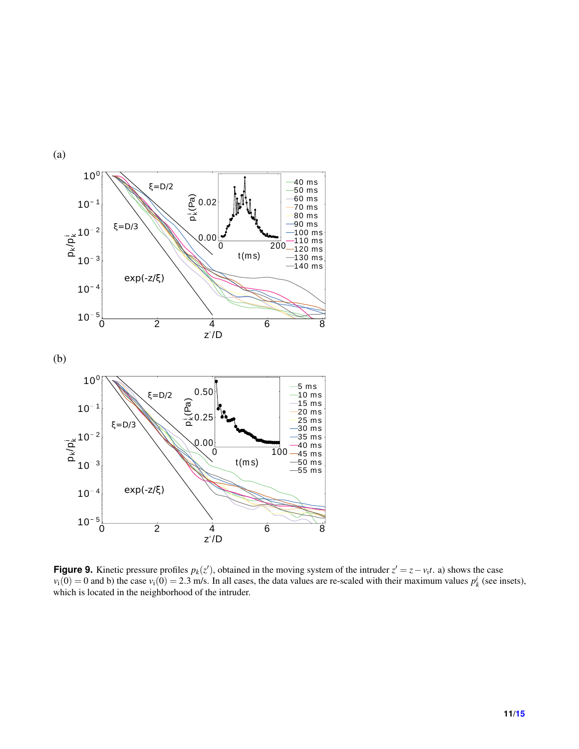(a)

(b)

**Figure 9.** Kinetic pressure profiles $p_k(z')$, obtained in the moving system of the intruder $z' = z - v_i t$. a) shows the case $v_i(0) = 0$ and b) the case $v_i(0) = 2.3$ m/s. In all cases, the data values are re-scaled with their maximum values $p_k^i$ (see insets), which is located in the neighborhood of the intruder.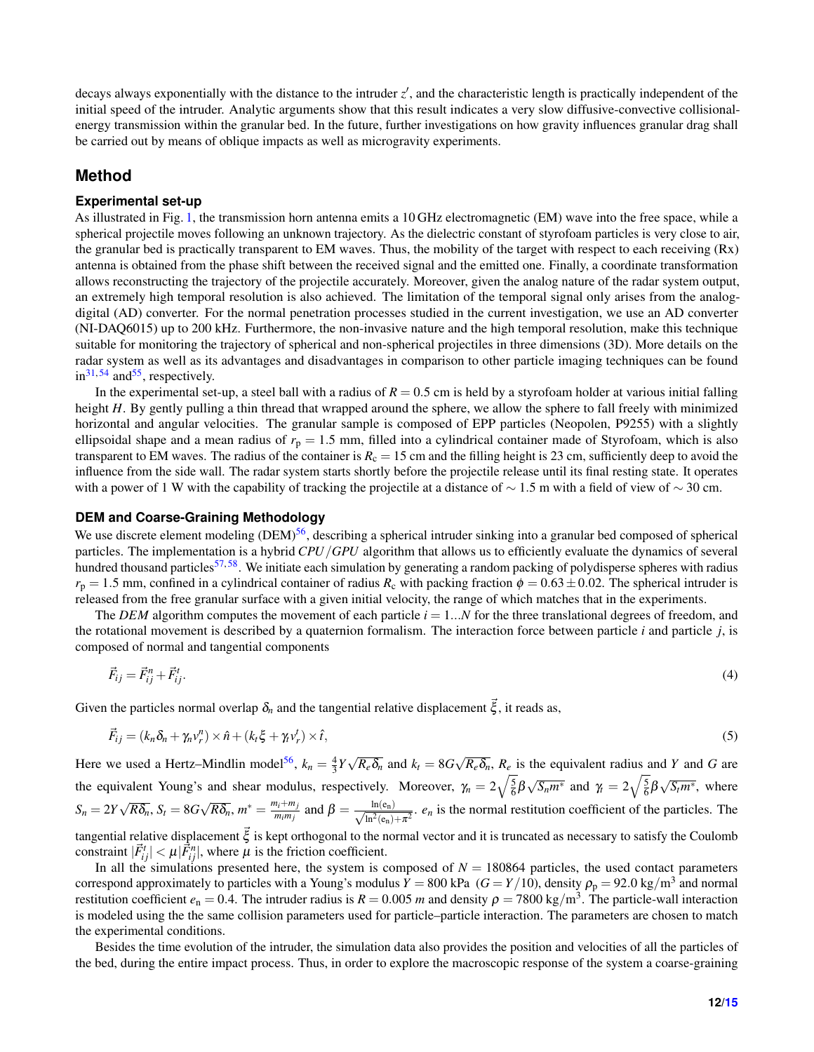decays always exponentially with the distance to the intruder $z'$, and the characteristic length is practically independent of the initial speed of the intruder. Analytic arguments show that this result indicates a very slow diffusive-convective collisional-energy transmission within the granular bed. In the future, further investigations on how gravity influences granular drag shall be carried out by means of oblique impacts as well as microgravity experiments.

## Method

### Experimental set-up

As illustrated in Fig. 1, the transmission horn antenna emits a 10 GHz electromagnetic (EM) wave into the free space, while a spherical projectile moves following an unknown trajectory. As the dielectric constant of styrofoam particles is very close to air, the granular bed is practically transparent to EM waves. Thus, the mobility of the target with respect to each receiving (Rx) antenna is obtained from the phase shift between the received signal and the emitted one. Finally, a coordinate transformation allows reconstructing the trajectory of the projectile accurately. Moreover, given the analog nature of the radar system output, an extremely high temporal resolution is also achieved. The limitation of the temporal signal only arises from the analog-digital (AD) converter. For the normal penetration processes studied in the current investigation, we use an AD converter (NI-DAQ6015) up to 200 kHz. Furthermore, the non-invasive nature and the high temporal resolution, make this technique suitable for monitoring the trajectory of spherical and non-spherical projectiles in three dimensions (3D). More details on the radar system as well as its advantages and disadvantages in comparison to other particle imaging techniques can be found in[31,54] and[55], respectively.

In the experimental set-up, a steel ball with a radius of $R = 0.5$ cm is held by a styrofoam holder at various initial falling height $H$. By gently pulling a thin thread that wrapped around the sphere, we allow the sphere to fall freely with minimized horizontal and angular velocities. The granular sample is composed of EPP particles (Neopolen, P9255) with a slightly ellipsoidal shape and a mean radius of $r_p = 1.5$ mm, filled into a cylindrical container made of Styrofoam, which is also transparent to EM waves. The radius of the container is $R_c = 15$ cm and the filling height is 23 cm, sufficiently deep to avoid the influence from the side wall. The radar system starts shortly before the projectile release until its final resting state. It operates with a power of 1 W with the capability of tracking the projectile at a distance of $\sim 1.5$ m with a field of view of $\sim 30$ cm.

### DEM and Coarse-Graining Methodology

We use discrete element modeling (DEM)[56], describing a spherical intruder sinking into a granular bed composed of spherical particles. The implementation is a hybrid *CPU*/*GPU* algorithm that allows us to efficiently evaluate the dynamics of several hundred thousand particles[57,58]. We initiate each simulation by generating a random packing of polydisperse spheres with radius $r_p = 1.5$ mm, confined in a cylindrical container of radius $R_c$ with packing fraction $\phi = 0.63 \pm 0.02$. The spherical intruder is released from the free granular surface with a given initial velocity, the range of which matches that in the experiments.

The *DEM* algorithm computes the movement of each particle $i = 1...N$ for the three translational degrees of freedom, and the rotational movement is described by a quaternion formalism. The interaction force between particle $i$ and particle $j$, is composed of normal and tangential components

$$\vec{F}_{ij} = \vec{F}_{ij}^n + \vec{F}_{ij}^t. \tag{4}$$

Given the particles normal overlap $\delta_n$ and the tangential relative displacement $\vec{\xi}$, it reads as,

$$\vec{F}_{ij} = (k_n \delta_n + \gamma_n v_r^n) \times \hat{n} + (k_t \xi + \gamma_t v_r^t) \times \hat{t}, \tag{5}$$

Here we used a Hertz–Mindlin model[56], $k_n = \frac{4}{3} Y \sqrt{R_e \delta_n}$ and $k_t = 8G\sqrt{R_e \delta_n}$, $R_e$ is the equivalent radius and $Y$ and $G$ are the equivalent Young's and shear modulus, respectively. Moreover, $\gamma_n = 2\sqrt{\frac{5}{6}}\beta\sqrt{S_n m^*}$ and $\gamma_t = 2\sqrt{\frac{5}{6}}\beta\sqrt{S_t m^*}$, where $S_n = 2Y\sqrt{R\delta_n}$, $S_t = 8G\sqrt{R\delta_n}$, $m^* = \frac{m_i + m_j}{m_i m_j}$ and $\beta = \frac{\ln(e_n)}{\sqrt{\ln^2(e_n) + \pi^2}}$. $e_n$ is the normal restitution coefficient of the particles. The tangential relative displacement $\vec{\xi}$ is kept orthogonal to the normal vector and it is truncated as necessary to satisfy the Coulomb constraint $|\vec{F}_{ij}^t| < \mu |\vec{F}_{ij}^n|$, where $\mu$ is the friction coefficient.

In all the simulations presented here, the system is composed of $N = 180864$ particles, the used contact parameters correspond approximately to particles with a Young's modulus $Y = 800$ kPa $(G = Y/10)$, density $\rho_p = 92.0$ kg/m$^3$ and normal restitution coefficient $e_n = 0.4$. The intruder radius is $R = 0.005$ $m$ and density $\rho = 7800$ kg/m$^3$. The particle-wall interaction is modeled using the the same collision parameters used for particle–particle interaction. The parameters are chosen to match the experimental conditions.

Besides the time evolution of the intruder, the simulation data also provides the position and velocities of all the particles of the bed, during the entire impact process. Thus, in order to explore the macroscopic response of the system a coarse-graining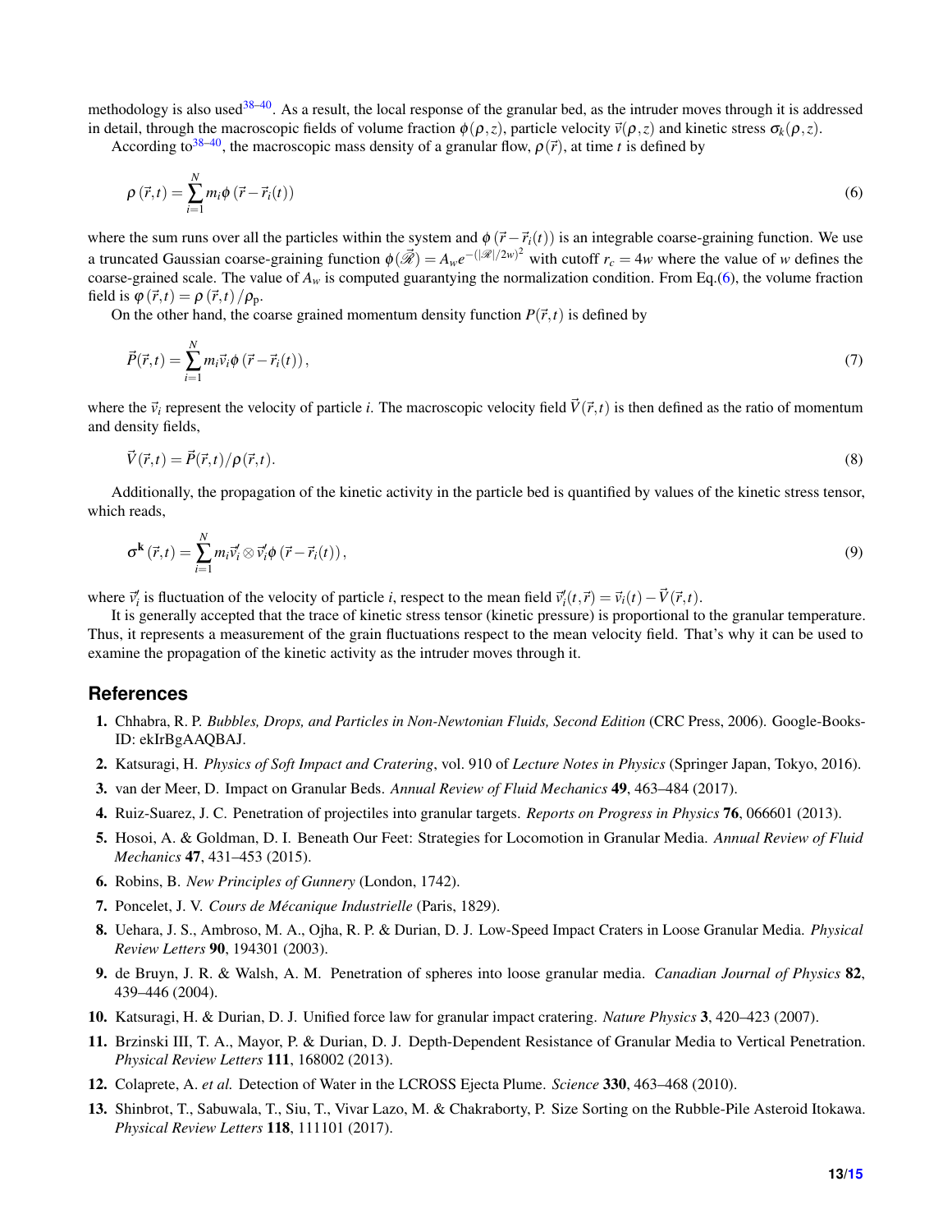methodology is also used[38–40]. As a result, the local response of the granular bed, as the intruder moves through it is addressed in detail, through the macroscopic fields of volume fraction $\phi(\rho,z)$, particle velocity $\vec{v}(\rho,z)$ and kinetic stress $\sigma_k(\rho,z)$.

According to[38–40], the macroscopic mass density of a granular flow, $\rho(\vec{r})$, at time $t$ is defined by

$$\rho\left(\vec{r},t\right) = \sum_{i=1}^{N} m_i \phi\left(\vec{r}-\vec{r}_i(t)\right) \tag{6}$$

where the sum runs over all the particles within the system and $\phi\left(\vec{r}-\vec{r}_i(t)\right)$ is an integrable coarse-graining function. We use a truncated Gaussian coarse-graining function $\phi(\vec{\mathscr{R}}) = A_w e^{-(|\mathscr{R}|/2w)^2}$ with cutoff $r_c = 4w$ where the value of $w$ defines the coarse-grained scale. The value of $A_w$ is computed guarantying the normalization condition. From Eq.(6), the volume fraction field is $\varphi\left(\vec{r},t\right) = \rho\left(\vec{r},t\right)/\rho_{\mathrm{p}}$.

On the other hand, the coarse grained momentum density function $P(\vec{r},t)$ is defined by

$$\vec{P}(\vec{r},t) = \sum_{i=1}^{N} m_i \vec{v}_i \phi\left(\vec{r}-\vec{r}_i(t)\right), \tag{7}$$

where the $\vec{v}_i$ represent the velocity of particle $i$. The macroscopic velocity field $\vec{V}(\vec{r},t)$ is then defined as the ratio of momentum and density fields,

$$\vec{V}\left(\vec{r},t\right) = \vec{P}(\vec{r},t)/\rho(\vec{r},t). \tag{8}$$

Additionally, the propagation of the kinetic activity in the particle bed is quantified by values of the kinetic stress tensor, which reads,

$$\sigma^{\mathbf{k}}\left(\vec{r},t\right) = \sum_{i=1}^{N} m_i \vec{v}_i' \otimes \vec{v}_i' \phi\left(\vec{r}-\vec{r}_i(t)\right), \tag{9}$$

where $\vec{v}_i'$ is fluctuation of the velocity of particle $i$, respect to the mean field $\vec{v}_i'(t,\vec{r}) = \vec{v}_i(t) - \vec{V}\left(\vec{r},t\right)$.

It is generally accepted that the trace of kinetic stress tensor (kinetic pressure) is proportional to the granular temperature. Thus, it represents a measurement of the grain fluctuations respect to the mean velocity field. That's why it can be used to examine the propagation of the kinetic activity as the intruder moves through it.

## References

1. Chhabra, R. P. *Bubbles, Drops, and Particles in Non-Newtonian Fluids, Second Edition* (CRC Press, 2006). Google-Books-ID: ekIrBgAAQBAJ.
2. Katsuragi, H. *Physics of Soft Impact and Cratering*, vol. 910 of *Lecture Notes in Physics* (Springer Japan, Tokyo, 2016).
3. van der Meer, D. Impact on Granular Beds. *Annual Review of Fluid Mechanics* **49**, 463–484 (2017).
4. Ruiz-Suarez, J. C. Penetration of projectiles into granular targets. *Reports on Progress in Physics* **76**, 066601 (2013).
5. Hosoi, A. & Goldman, D. I. Beneath Our Feet: Strategies for Locomotion in Granular Media. *Annual Review of Fluid Mechanics* **47**, 431–453 (2015).
6. Robins, B. *New Principles of Gunnery* (London, 1742).
7. Poncelet, J. V. *Cours de Mécanique Industrielle* (Paris, 1829).
8. Uehara, J. S., Ambroso, M. A., Ojha, R. P. & Durian, D. J. Low-Speed Impact Craters in Loose Granular Media. *Physical Review Letters* **90**, 194301 (2003).
9. de Bruyn, J. R. & Walsh, A. M. Penetration of spheres into loose granular media. *Canadian Journal of Physics* **82**, 439–446 (2004).
10. Katsuragi, H. & Durian, D. J. Unified force law for granular impact cratering. *Nature Physics* **3**, 420–423 (2007).
11. Brzinski III, T. A., Mayor, P. & Durian, D. J. Depth-Dependent Resistance of Granular Media to Vertical Penetration. *Physical Review Letters* **111**, 168002 (2013).
12. Colaprete, A. *et al.* Detection of Water in the LCROSS Ejecta Plume. *Science* **330**, 463–468 (2010).
13. Shinbrot, T., Sabuwala, T., Siu, T., Vivar Lazo, M. & Chakraborty, P. Size Sorting on the Rubble-Pile Asteroid Itokawa. *Physical Review Letters* **118**, 111101 (2017).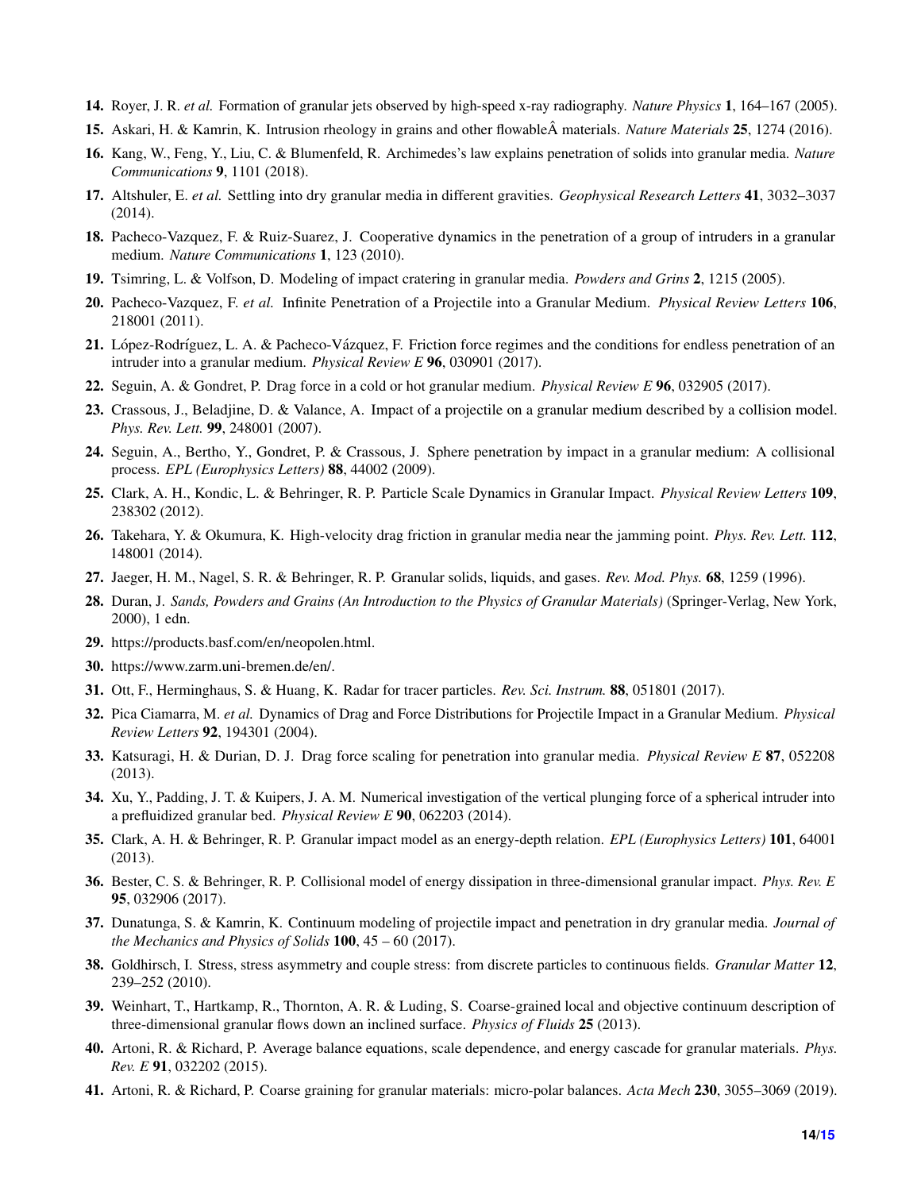14. Royer, J. R. *et al.* Formation of granular jets observed by high-speed x-ray radiography. *Nature Physics* **1**, 164–167 (2005).
15. Askari, H. & Kamrin, K. Intrusion rheology in grains and other flowableÂ materials. *Nature Materials* **25**, 1274 (2016).
16. Kang, W., Feng, Y., Liu, C. & Blumenfeld, R. Archimedes's law explains penetration of solids into granular media. *Nature Communications* **9**, 1101 (2018).
17. Altshuler, E. *et al.* Settling into dry granular media in different gravities. *Geophysical Research Letters* **41**, 3032–3037 (2014).
18. Pacheco-Vazquez, F. & Ruiz-Suarez, J. Cooperative dynamics in the penetration of a group of intruders in a granular medium. *Nature Communications* **1**, 123 (2010).
19. Tsimring, L. & Volfson, D. Modeling of impact cratering in granular media. *Powders and Grins* **2**, 1215 (2005).
20. Pacheco-Vazquez, F. *et al.* Infinite Penetration of a Projectile into a Granular Medium. *Physical Review Letters* **106**, 218001 (2011).
21. López-Rodríguez, L. A. & Pacheco-Vázquez, F. Friction force regimes and the conditions for endless penetration of an intruder into a granular medium. *Physical Review E* **96**, 030901 (2017).
22. Seguin, A. & Gondret, P. Drag force in a cold or hot granular medium. *Physical Review E* **96**, 032905 (2017).
23. Crassous, J., Beladjine, D. & Valance, A. Impact of a projectile on a granular medium described by a collision model. *Phys. Rev. Lett.* **99**, 248001 (2007).
24. Seguin, A., Bertho, Y., Gondret, P. & Crassous, J. Sphere penetration by impact in a granular medium: A collisional process. *EPL (Europhysics Letters)* **88**, 44002 (2009).
25. Clark, A. H., Kondic, L. & Behringer, R. P. Particle Scale Dynamics in Granular Impact. *Physical Review Letters* **109**, 238302 (2012).
26. Takehara, Y. & Okumura, K. High-velocity drag friction in granular media near the jamming point. *Phys. Rev. Lett.* **112**, 148001 (2014).
27. Jaeger, H. M., Nagel, S. R. & Behringer, R. P. Granular solids, liquids, and gases. *Rev. Mod. Phys.* **68**, 1259 (1996).
28. Duran, J. *Sands, Powders and Grains (An Introduction to the Physics of Granular Materials)* (Springer-Verlag, New York, 2000), 1 edn.
29. https://products.basf.com/en/neopolen.html.
30. https://www.zarm.uni-bremen.de/en/.
31. Ott, F., Herminghaus, S. & Huang, K. Radar for tracer particles. *Rev. Sci. Instrum.* **88**, 051801 (2017).
32. Pica Ciamarra, M. *et al.* Dynamics of Drag and Force Distributions for Projectile Impact in a Granular Medium. *Physical Review Letters* **92**, 194301 (2004).
33. Katsuragi, H. & Durian, D. J. Drag force scaling for penetration into granular media. *Physical Review E* **87**, 052208 (2013).
34. Xu, Y., Padding, J. T. & Kuipers, J. A. M. Numerical investigation of the vertical plunging force of a spherical intruder into a prefluidized granular bed. *Physical Review E* **90**, 062203 (2014).
35. Clark, A. H. & Behringer, R. P. Granular impact model as an energy-depth relation. *EPL (Europhysics Letters)* **101**, 64001 (2013).
36. Bester, C. S. & Behringer, R. P. Collisional model of energy dissipation in three-dimensional granular impact. *Phys. Rev. E* **95**, 032906 (2017).
37. Dunatunga, S. & Kamrin, K. Continuum modeling of projectile impact and penetration in dry granular media. *Journal of the Mechanics and Physics of Solids* **100**, 45 – 60 (2017).
38. Goldhirsch, I. Stress, stress asymmetry and couple stress: from discrete particles to continuous fields. *Granular Matter* **12**, 239–252 (2010).
39. Weinhart, T., Hartkamp, R., Thornton, A. R. & Luding, S. Coarse-grained local and objective continuum description of three-dimensional granular flows down an inclined surface. *Physics of Fluids* **25** (2013).
40. Artoni, R. & Richard, P. Average balance equations, scale dependence, and energy cascade for granular materials. *Phys. Rev. E* **91**, 032202 (2015).
41. Artoni, R. & Richard, P. Coarse graining for granular materials: micro-polar balances. *Acta Mech* **230**, 3055–3069 (2019).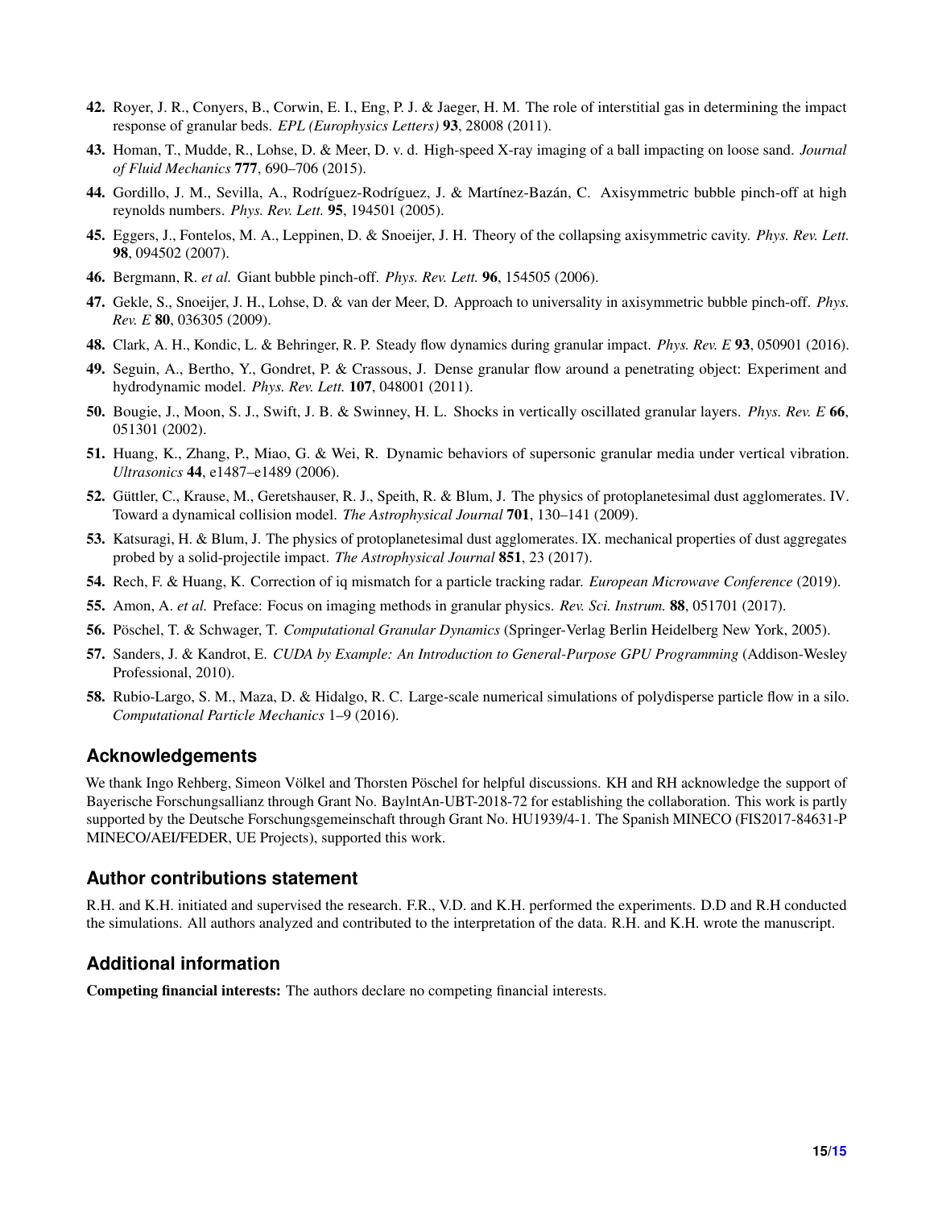**42.** Royer, J. R., Conyers, B., Corwin, E. I., Eng, P. J. & Jaeger, H. M. The role of interstitial gas in determining the impact response of granular beds. *EPL (Europhysics Letters)* **93**, 28008 (2011).

**43.** Homan, T., Mudde, R., Lohse, D. & Meer, D. v. d. High-speed X-ray imaging of a ball impacting on loose sand. *Journal of Fluid Mechanics* **777**, 690–706 (2015).

**44.** Gordillo, J. M., Sevilla, A., Rodríguez-Rodríguez, J. & Martínez-Bazán, C. Axisymmetric bubble pinch-off at high reynolds numbers. *Phys. Rev. Lett.* **95**, 194501 (2005).

**45.** Eggers, J., Fontelos, M. A., Leppinen, D. & Snoeijer, J. H. Theory of the collapsing axisymmetric cavity. *Phys. Rev. Lett.* **98**, 094502 (2007).

**46.** Bergmann, R. *et al.* Giant bubble pinch-off. *Phys. Rev. Lett.* **96**, 154505 (2006).

**47.** Gekle, S., Snoeijer, J. H., Lohse, D. & van der Meer, D. Approach to universality in axisymmetric bubble pinch-off. *Phys. Rev. E* **80**, 036305 (2009).

**48.** Clark, A. H., Kondic, L. & Behringer, R. P. Steady flow dynamics during granular impact. *Phys. Rev. E* **93**, 050901 (2016).

**49.** Seguin, A., Bertho, Y., Gondret, P. & Crassous, J. Dense granular flow around a penetrating object: Experiment and hydrodynamic model. *Phys. Rev. Lett.* **107**, 048001 (2011).

**50.** Bougie, J., Moon, S. J., Swift, J. B. & Swinney, H. L. Shocks in vertically oscillated granular layers. *Phys. Rev. E* **66**, 051301 (2002).

**51.** Huang, K., Zhang, P., Miao, G. & Wei, R. Dynamic behaviors of supersonic granular media under vertical vibration. *Ultrasonics* **44**, e1487–e1489 (2006).

**52.** Güttler, C., Krause, M., Geretshauser, R. J., Speith, R. & Blum, J. The physics of protoplanetesimal dust agglomerates. IV. Toward a dynamical collision model. *The Astrophysical Journal* **701**, 130–141 (2009).

**53.** Katsuragi, H. & Blum, J. The physics of protoplanetesimal dust agglomerates. IX. mechanical properties of dust aggregates probed by a solid-projectile impact. *The Astrophysical Journal* **851**, 23 (2017).

**54.** Rech, F. & Huang, K. Correction of iq mismatch for a particle tracking radar. *European Microwave Conference* (2019).

**55.** Amon, A. *et al.* Preface: Focus on imaging methods in granular physics. *Rev. Sci. Instrum.* **88**, 051701 (2017).

**56.** Pöschel, T. & Schwager, T. *Computational Granular Dynamics* (Springer-Verlag Berlin Heidelberg New York, 2005).

**57.** Sanders, J. & Kandrot, E. *CUDA by Example: An Introduction to General-Purpose GPU Programming* (Addison-Wesley Professional, 2010).

**58.** Rubio-Largo, S. M., Maza, D. & Hidalgo, R. C. Large-scale numerical simulations of polydisperse particle flow in a silo. *Computational Particle Mechanics* 1–9 (2016).

## Acknowledgements

We thank Ingo Rehberg, Simeon Völkel and Thorsten Pöschel for helpful discussions. KH and RH acknowledge the support of Bayerische Forschungsallianz through Grant No. BaylntAn-UBT-2018-72 for establishing the collaboration. This work is partly supported by the Deutsche Forschungsgemeinschaft through Grant No. HU1939/4-1. The Spanish MINECO (FIS2017-84631-P MINECO/AEI/FEDER, UE Projects), supported this work.

## Author contributions statement

R.H. and K.H. initiated and supervised the research. F.R., V.D. and K.H. performed the experiments. D.D and R.H conducted the simulations. All authors analyzed and contributed to the interpretation of the data. R.H. and K.H. wrote the manuscript.

## Additional information

**Competing financial interests:** The authors declare no competing financial interests.